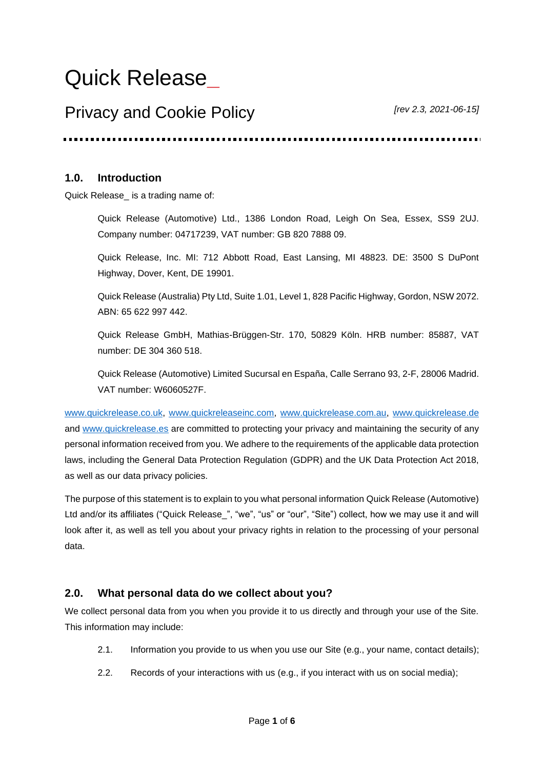# Quick Release_

## Privacy and Cookie Policy

*[rev 2.3, 2021-06-15]*

### 1.0. Introduction

Quick Release_ is a trading name of:

> Quick Release (Automotive) Ltd., 1386 London Road, Leigh On Sea, Essex, SS9 2UJ. Company number: 04717239, VAT number: GB 820 7888 09.
>
> Quick Release, Inc. MI: 712 Abbott Road, East Lansing, MI 48823. DE: 3500 S DuPont Highway, Dover, Kent, DE 19901.
>
> Quick Release (Australia) Pty Ltd, Suite 1.01, Level 1, 828 Pacific Highway, Gordon, NSW 2072. ABN: 65 622 997 442.
>
> Quick Release GmbH, Mathias-Brüggen-Str. 170, 50829 Köln. HRB number: 85887, VAT number: DE 304 360 518.
>
> Quick Release (Automotive) Limited Sucursal en España, Calle Serrano 93, 2-F, 28006 Madrid. VAT number: W6060527F.

www.quickrelease.co.uk, www.quickreleaseinc.com, www.quickrelease.com.au, www.quickrelease.de and www.quickrelease.es are committed to protecting your privacy and maintaining the security of any personal information received from you. We adhere to the requirements of the applicable data protection laws, including the General Data Protection Regulation (GDPR) and the UK Data Protection Act 2018, as well as our data privacy policies.

The purpose of this statement is to explain to you what personal information Quick Release (Automotive) Ltd and/or its affiliates ("Quick Release_", "we", "us" or "our", "Site") collect, how we may use it and will look after it, as well as tell you about your privacy rights in relation to the processing of your personal data.

### 2.0. What personal data do we collect about you?

We collect personal data from you when you provide it to us directly and through your use of the Site. This information may include:

2.1. Information you provide to us when you use our Site (e.g., your name, contact details);

2.2. Records of your interactions with us (e.g., if you interact with us on social media);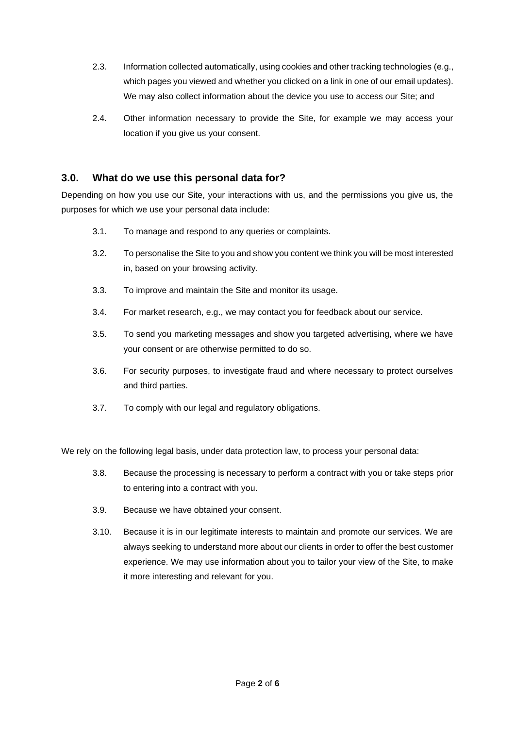2.3. Information collected automatically, using cookies and other tracking technologies (e.g., which pages you viewed and whether you clicked on a link in one of our email updates). We may also collect information about the device you use to access our Site; and

2.4. Other information necessary to provide the Site, for example we may access your location if you give us your consent.

## 3.0. What do we use this personal data for?

Depending on how you use our Site, your interactions with us, and the permissions you give us, the purposes for which we use your personal data include:

3.1. To manage and respond to any queries or complaints.

3.2. To personalise the Site to you and show you content we think you will be most interested in, based on your browsing activity.

3.3. To improve and maintain the Site and monitor its usage.

3.4. For market research, e.g., we may contact you for feedback about our service.

3.5. To send you marketing messages and show you targeted advertising, where we have your consent or are otherwise permitted to do so.

3.6. For security purposes, to investigate fraud and where necessary to protect ourselves and third parties.

3.7. To comply with our legal and regulatory obligations.

We rely on the following legal basis, under data protection law, to process your personal data:

3.8. Because the processing is necessary to perform a contract with you or take steps prior to entering into a contract with you.

3.9. Because we have obtained your consent.

3.10. Because it is in our legitimate interests to maintain and promote our services. We are always seeking to understand more about our clients in order to offer the best customer experience. We may use information about you to tailor your view of the Site, to make it more interesting and relevant for you.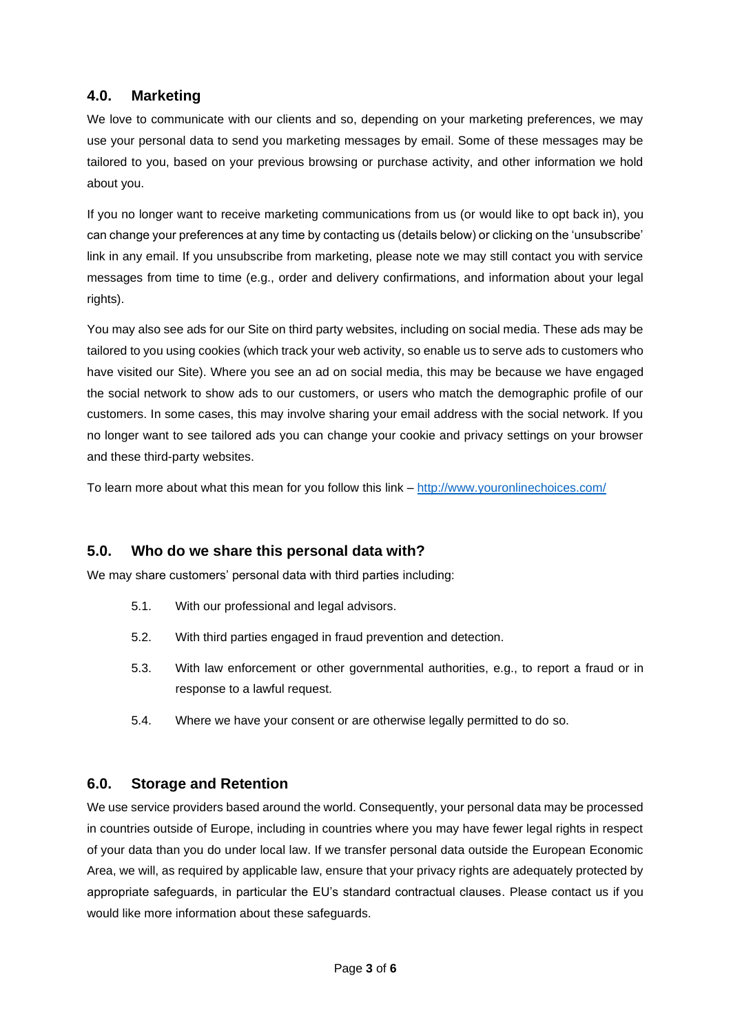## 4.0. Marketing

We love to communicate with our clients and so, depending on your marketing preferences, we may use your personal data to send you marketing messages by email. Some of these messages may be tailored to you, based on your previous browsing or purchase activity, and other information we hold about you.

If you no longer want to receive marketing communications from us (or would like to opt back in), you can change your preferences at any time by contacting us (details below) or clicking on the 'unsubscribe' link in any email. If you unsubscribe from marketing, please note we may still contact you with service messages from time to time (e.g., order and delivery confirmations, and information about your legal rights).

You may also see ads for our Site on third party websites, including on social media. These ads may be tailored to you using cookies (which track your web activity, so enable us to serve ads to customers who have visited our Site). Where you see an ad on social media, this may be because we have engaged the social network to show ads to our customers, or users who match the demographic profile of our customers. In some cases, this may involve sharing your email address with the social network. If you no longer want to see tailored ads you can change your cookie and privacy settings on your browser and these third-party websites.

To learn more about what this mean for you follow this link – [http://www.youronlinechoices.com/](http://www.youronlinechoices.com/)

## 5.0. Who do we share this personal data with?

We may share customers' personal data with third parties including:

5.1. With our professional and legal advisors.

5.2. With third parties engaged in fraud prevention and detection.

5.3. With law enforcement or other governmental authorities, e.g., to report a fraud or in response to a lawful request.

5.4. Where we have your consent or are otherwise legally permitted to do so.

## 6.0. Storage and Retention

We use service providers based around the world. Consequently, your personal data may be processed in countries outside of Europe, including in countries where you may have fewer legal rights in respect of your data than you do under local law. If we transfer personal data outside the European Economic Area, we will, as required by applicable law, ensure that your privacy rights are adequately protected by appropriate safeguards, in particular the EU's standard contractual clauses. Please contact us if you would like more information about these safeguards.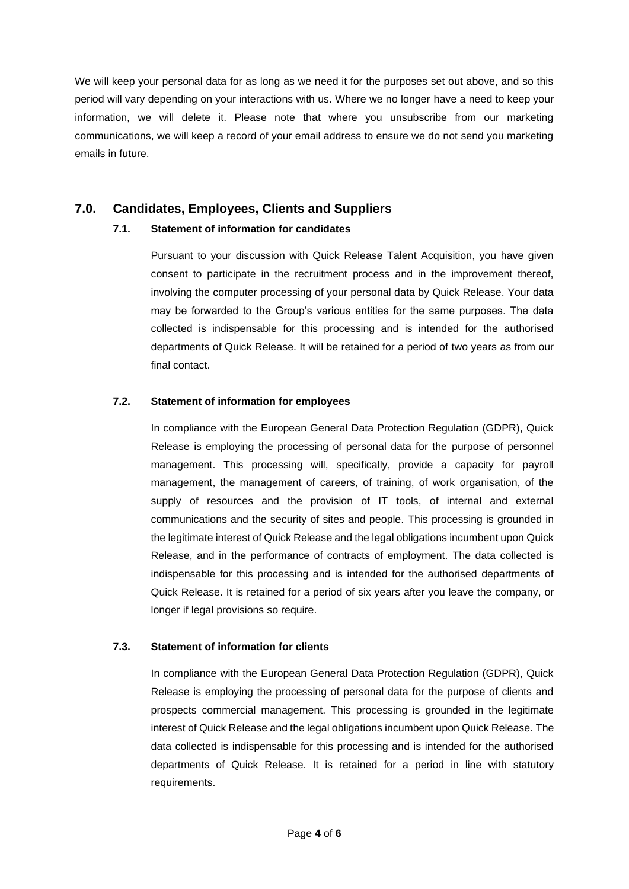We will keep your personal data for as long as we need it for the purposes set out above, and so this period will vary depending on your interactions with us. Where we no longer have a need to keep your information, we will delete it. Please note that where you unsubscribe from our marketing communications, we will keep a record of your email address to ensure we do not send you marketing emails in future.

## 7.0. Candidates, Employees, Clients and Suppliers

### 7.1. Statement of information for candidates

Pursuant to your discussion with Quick Release Talent Acquisition, you have given consent to participate in the recruitment process and in the improvement thereof, involving the computer processing of your personal data by Quick Release. Your data may be forwarded to the Group's various entities for the same purposes. The data collected is indispensable for this processing and is intended for the authorised departments of Quick Release. It will be retained for a period of two years as from our final contact.

### 7.2. Statement of information for employees

In compliance with the European General Data Protection Regulation (GDPR), Quick Release is employing the processing of personal data for the purpose of personnel management. This processing will, specifically, provide a capacity for payroll management, the management of careers, of training, of work organisation, of the supply of resources and the provision of IT tools, of internal and external communications and the security of sites and people. This processing is grounded in the legitimate interest of Quick Release and the legal obligations incumbent upon Quick Release, and in the performance of contracts of employment. The data collected is indispensable for this processing and is intended for the authorised departments of Quick Release. It is retained for a period of six years after you leave the company, or longer if legal provisions so require.

### 7.3. Statement of information for clients

In compliance with the European General Data Protection Regulation (GDPR), Quick Release is employing the processing of personal data for the purpose of clients and prospects commercial management. This processing is grounded in the legitimate interest of Quick Release and the legal obligations incumbent upon Quick Release. The data collected is indispensable for this processing and is intended for the authorised departments of Quick Release. It is retained for a period in line with statutory requirements.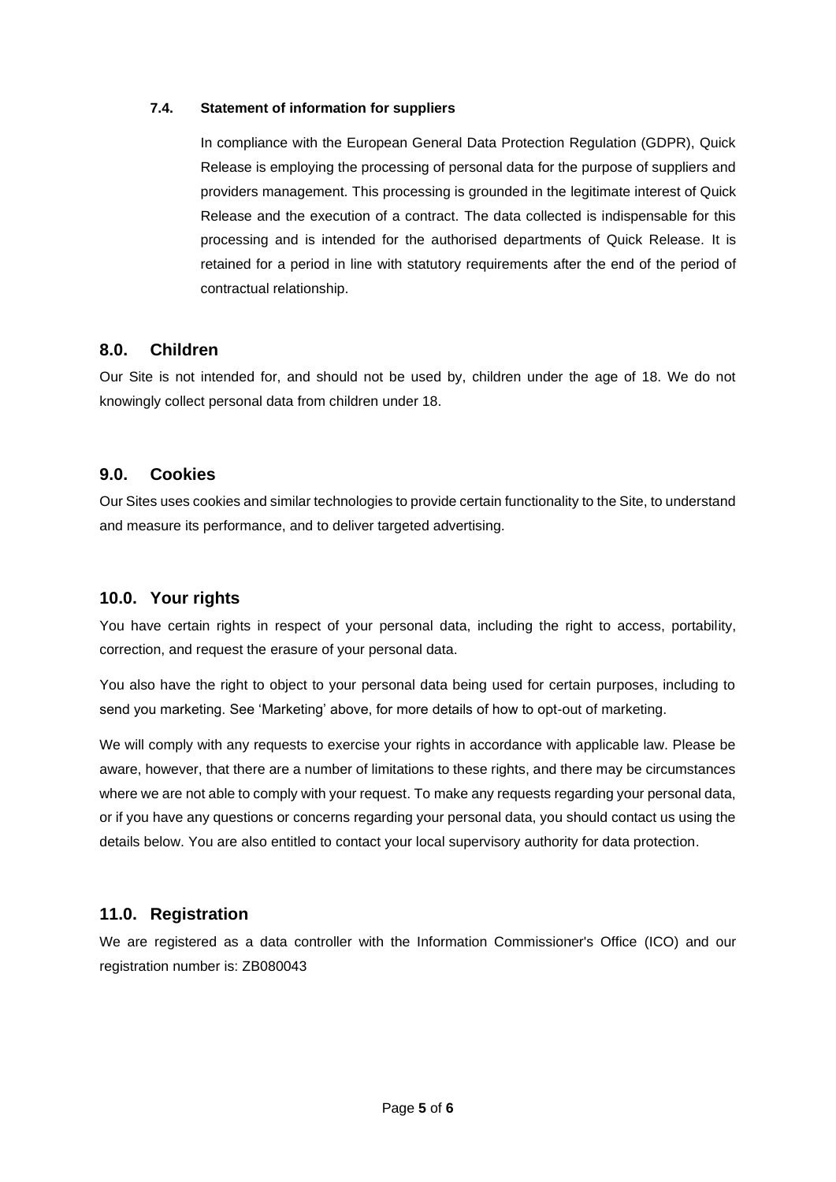#### 7.4. Statement of information for suppliers

In compliance with the European General Data Protection Regulation (GDPR), Quick Release is employing the processing of personal data for the purpose of suppliers and providers management. This processing is grounded in the legitimate interest of Quick Release and the execution of a contract. The data collected is indispensable for this processing and is intended for the authorised departments of Quick Release. It is retained for a period in line with statutory requirements after the end of the period of contractual relationship.

## 8.0. Children

Our Site is not intended for, and should not be used by, children under the age of 18. We do not knowingly collect personal data from children under 18.

## 9.0. Cookies

Our Sites uses cookies and similar technologies to provide certain functionality to the Site, to understand and measure its performance, and to deliver targeted advertising.

## 10.0. Your rights

You have certain rights in respect of your personal data, including the right to access, portability, correction, and request the erasure of your personal data.

You also have the right to object to your personal data being used for certain purposes, including to send you marketing. See 'Marketing' above, for more details of how to opt-out of marketing.

We will comply with any requests to exercise your rights in accordance with applicable law. Please be aware, however, that there are a number of limitations to these rights, and there may be circumstances where we are not able to comply with your request. To make any requests regarding your personal data, or if you have any questions or concerns regarding your personal data, you should contact us using the details below. You are also entitled to contact your local supervisory authority for data protection.

## 11.0. Registration

We are registered as a data controller with the Information Commissioner's Office (ICO) and our registration number is: ZB080043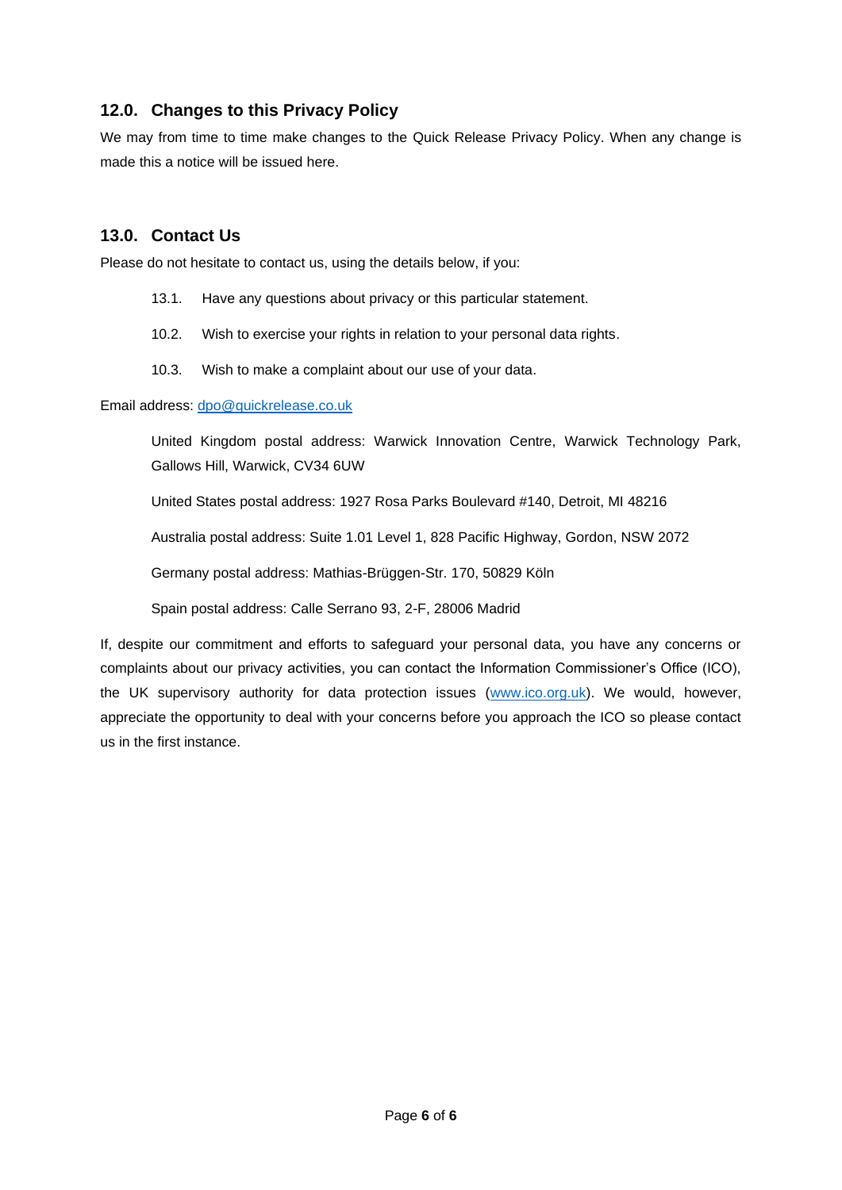## 12.0. Changes to this Privacy Policy

We may from time to time make changes to the Quick Release Privacy Policy. When any change is made this a notice will be issued here.

## 13.0. Contact Us

Please do not hesitate to contact us, using the details below, if you:

13.1. Have any questions about privacy or this particular statement.

10.2. Wish to exercise your rights in relation to your personal data rights.

10.3. Wish to make a complaint about our use of your data.

Email address: dpo@quickrelease.co.uk

United Kingdom postal address: Warwick Innovation Centre, Warwick Technology Park, Gallows Hill, Warwick, CV34 6UW

United States postal address: 1927 Rosa Parks Boulevard #140, Detroit, MI 48216

Australia postal address: Suite 1.01 Level 1, 828 Pacific Highway, Gordon, NSW 2072

Germany postal address: Mathias-Brüggen-Str. 170, 50829 Köln

Spain postal address: Calle Serrano 93, 2-F, 28006 Madrid

If, despite our commitment and efforts to safeguard your personal data, you have any concerns or complaints about our privacy activities, you can contact the Information Commissioner's Office (ICO), the UK supervisory authority for data protection issues (www.ico.org.uk). We would, however, appreciate the opportunity to deal with your concerns before you approach the ICO so please contact us in the first instance.